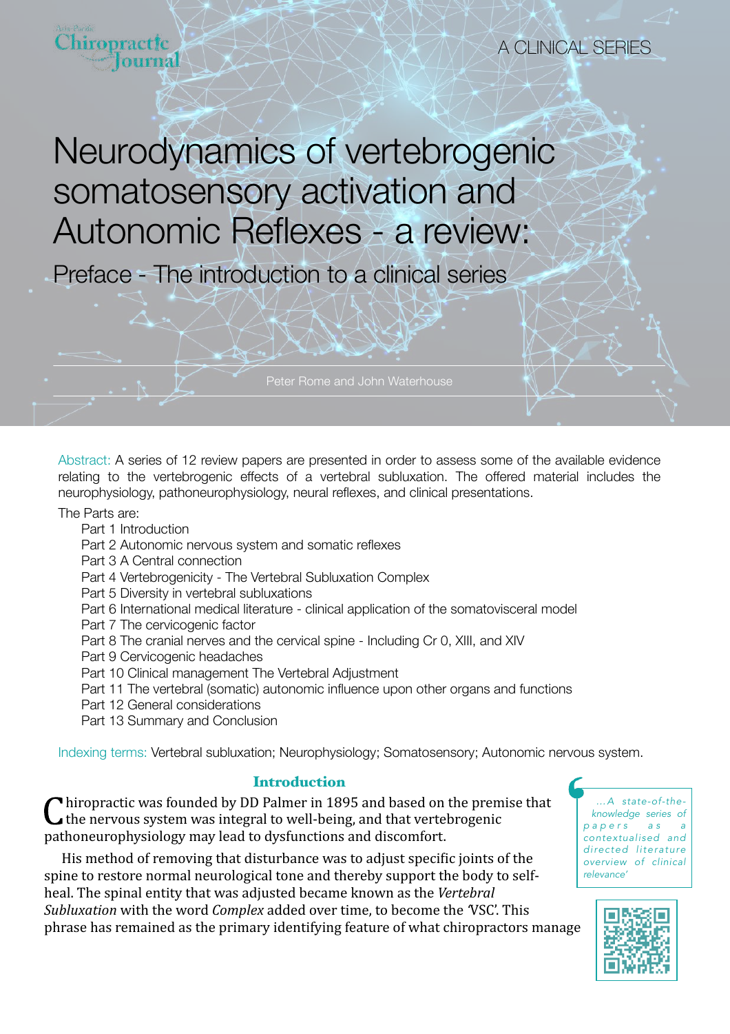A CLINICAL SERIES

# Neurodynamics of vertebrogenic somatosensory activation and Autonomic Reflexes - a review:

## Preface - The introduction to a clinical series

Peter Rome and John Waterhouse

Abstract: A series of 12 review papers are presented in order to assess some of the available evidence relating to the vertebrogenic effects of a vertebral subluxation. The offered material includes the neurophysiology, pathoneurophysiology, neural reflexes, and clinical presentations.

The Parts are:

- Part 1 Introduction
- Part 2 Autonomic nervous system and somatic reflexes
- Part 3 A Central connection
- Part 4 Vertebrogenicity - The Vertebral Subluxation Complex
- Part 5 Diversity in vertebral subluxations
- Part 6 International medical literature - clinical application of the somatovisceral model
- Part 7 The cervicogenic factor
- Part 8 The cranial nerves and the cervical spine - Including Cr 0, XIII, and XIV
- Part 9 Cervicogenic headaches
- Part 10 Clinical management The Vertebral Adjustment
- Part 11 The vertebral (somatic) autonomic influence upon other organs and functions
- Part 12 General considerations
- Part 13 Summary and Conclusion

Indexing terms: Vertebral subluxation; Neurophysiology; Somatosensory; Autonomic nervous system.

### Introduction

Chiropractic was founded by DD Palmer in 1895 and based on the premise that the nervous system was integral to well-being, and that vertebrogenic pathoneurophysiology may lead to dysfunctions and discomfort.

His method of removing that disturbance was to adjust specific joints of the spine to restore normal neurological tone and thereby support the body to self-heal. The spinal entity that was adjusted became known as the *Vertebral Subluxation* with the word *Complex* added over time, to become the 'VSC'. This phrase has remained as the primary identifying feature of what chiropractors manage

> *...A state-of-the-knowledge series of papers as a contextualised and directed literature overview of clinical relevance'*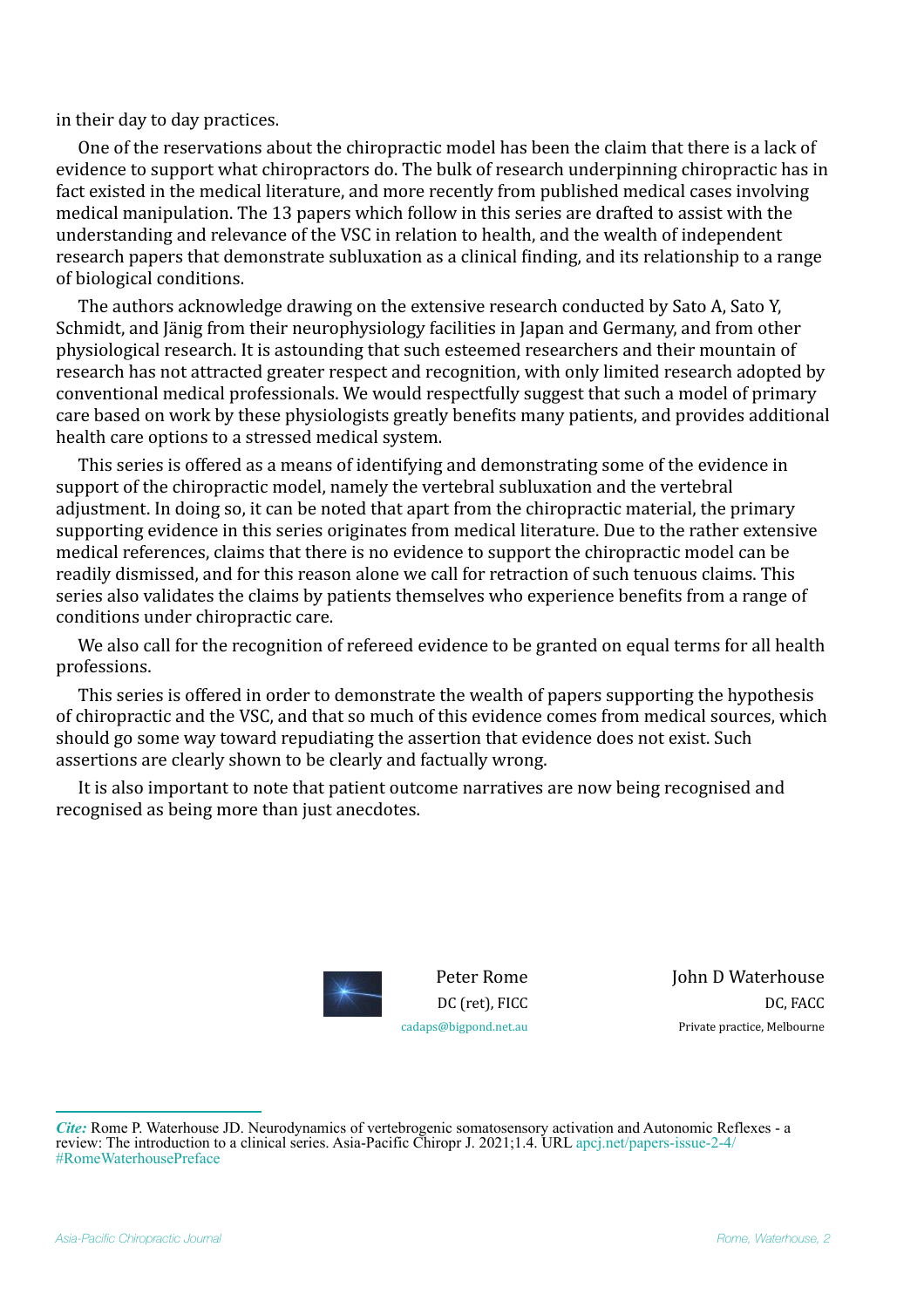in their day to day practices.

One of the reservations about the chiropractic model has been the claim that there is a lack of evidence to support what chiropractors do. The bulk of research underpinning chiropractic has in fact existed in the medical literature, and more recently from published medical cases involving medical manipulation. The 13 papers which follow in this series are drafted to assist with the understanding and relevance of the VSC in relation to health, and the wealth of independent research papers that demonstrate subluxation as a clinical finding, and its relationship to a range of biological conditions.

The authors acknowledge drawing on the extensive research conducted by Sato A, Sato Y, Schmidt, and Jänig from their neurophysiology facilities in Japan and Germany, and from other physiological research. It is astounding that such esteemed researchers and their mountain of research has not attracted greater respect and recognition, with only limited research adopted by conventional medical professionals. We would respectfully suggest that such a model of primary care based on work by these physiologists greatly benefits many patients, and provides additional health care options to a stressed medical system.

This series is offered as a means of identifying and demonstrating some of the evidence in support of the chiropractic model, namely the vertebral subluxation and the vertebral adjustment. In doing so, it can be noted that apart from the chiropractic material, the primary supporting evidence in this series originates from medical literature. Due to the rather extensive medical references, claims that there is no evidence to support the chiropractic model can be readily dismissed, and for this reason alone we call for retraction of such tenuous claims. This series also validates the claims by patients themselves who experience benefits from a range of conditions under chiropractic care.

We also call for the recognition of refereed evidence to be granted on equal terms for all health professions.

This series is offered in order to demonstrate the wealth of papers supporting the hypothesis of chiropractic and the VSC, and that so much of this evidence comes from medical sources, which should go some way toward repudiating the assertion that evidence does not exist. Such assertions are clearly shown to be clearly and factually wrong.

It is also important to note that patient outcome narratives are now being recognised and recognised as being more than just anecdotes.

Peter Rome
DC (ret), FICC
cadaps@bigpond.net.au

John D Waterhouse
DC, FACC
Private practice, Melbourne

***Cite:*** Rome P. Waterhouse JD. Neurodynamics of vertebrogenic somatosensory activation and Autonomic Reflexes - a review: The introduction to a clinical series. Asia-Pacific Chiropr J. 2021;1.4. URL apcj.net/papers-issue-2-4/#RomeWaterhousePreface